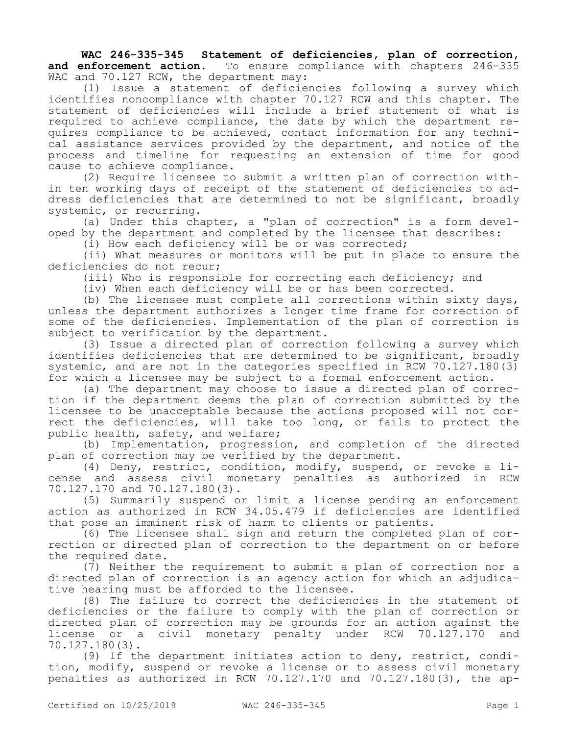**WAC 246-335-345 Statement of deficiencies, plan of correction, and enforcement action.** To ensure compliance with chapters 246-335 WAC and 70.127 RCW, the department may:

(1) Issue a statement of deficiencies following a survey which identifies noncompliance with chapter 70.127 RCW and this chapter. The statement of deficiencies will include a brief statement of what is required to achieve compliance, the date by which the department requires compliance to be achieved, contact information for any technical assistance services provided by the department, and notice of the process and timeline for requesting an extension of time for good cause to achieve compliance.

(2) Require licensee to submit a written plan of correction within ten working days of receipt of the statement of deficiencies to address deficiencies that are determined to not be significant, broadly systemic, or recurring.

(a) Under this chapter, a "plan of correction" is a form developed by the department and completed by the licensee that describes:

(i) How each deficiency will be or was corrected;

(ii) What measures or monitors will be put in place to ensure the deficiencies do not recur;

(iii) Who is responsible for correcting each deficiency; and

(iv) When each deficiency will be or has been corrected.

(b) The licensee must complete all corrections within sixty days, unless the department authorizes a longer time frame for correction of some of the deficiencies. Implementation of the plan of correction is subject to verification by the department.

(3) Issue a directed plan of correction following a survey which identifies deficiencies that are determined to be significant, broadly systemic, and are not in the categories specified in RCW 70.127.180(3) for which a licensee may be subject to a formal enforcement action.

(a) The department may choose to issue a directed plan of correction if the department deems the plan of correction submitted by the licensee to be unacceptable because the actions proposed will not correct the deficiencies, will take too long, or fails to protect the public health, safety, and welfare;

(b) Implementation, progression, and completion of the directed plan of correction may be verified by the department.

(4) Deny, restrict, condition, modify, suspend, or revoke a license and assess civil monetary penalties as authorized in RCW 70.127.170 and 70.127.180(3).

(5) Summarily suspend or limit a license pending an enforcement action as authorized in RCW 34.05.479 if deficiencies are identified that pose an imminent risk of harm to clients or patients.

(6) The licensee shall sign and return the completed plan of correction or directed plan of correction to the department on or before the required date.

(7) Neither the requirement to submit a plan of correction nor a directed plan of correction is an agency action for which an adjudicative hearing must be afforded to the licensee.

(8) The failure to correct the deficiencies in the statement of deficiencies or the failure to comply with the plan of correction or directed plan of correction may be grounds for an action against the license or a civil monetary penalty under RCW 70.127.170 and 70.127.180(3).

(9) If the department initiates action to deny, restrict, condition, modify, suspend or revoke a license or to assess civil monetary penalties as authorized in RCW 70.127.170 and 70.127.180(3), the ap-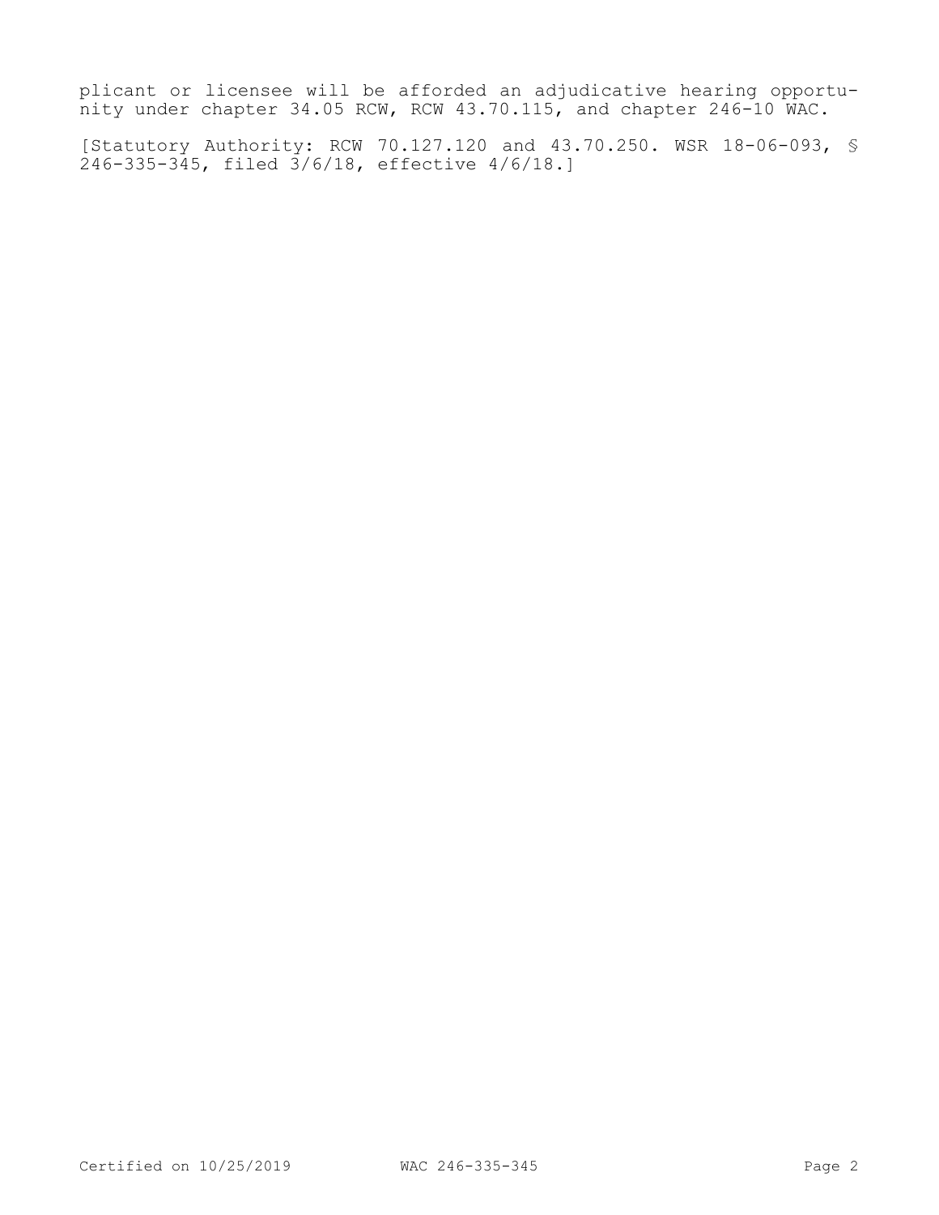plicant or licensee will be afforded an adjudicative hearing opportunity under chapter 34.05 RCW, RCW 43.70.115, and chapter 246-10 WAC.

[Statutory Authority: RCW 70.127.120 and 43.70.250. WSR 18-06-093, § 246-335-345, filed 3/6/18, effective 4/6/18.]